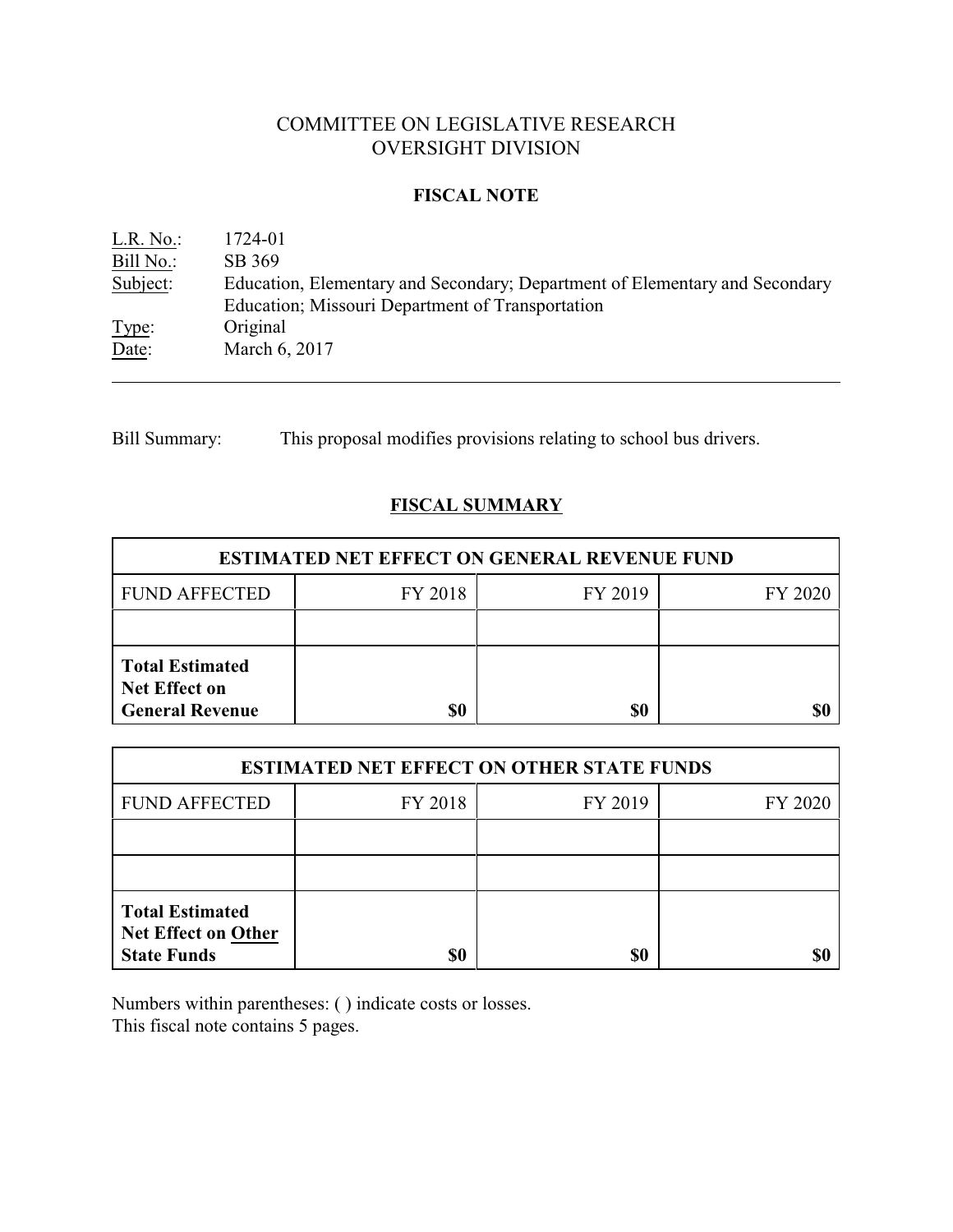# COMMITTEE ON LEGISLATIVE RESEARCH
# OVERSIGHT DIVISION

## FISCAL NOTE

L.R. No.: 1724-01
Bill No.: SB 369
Subject: Education, Elementary and Secondary; Department of Elementary and Secondary Education; Missouri Department of Transportation
Type: Original
Date: March 6, 2017

---

Bill Summary: This proposal modifies provisions relating to school bus drivers.

## FISCAL SUMMARY

| ESTIMATED NET EFFECT ON GENERAL REVENUE FUND | | | |
|---|---|---|---|
| FUND AFFECTED | FY 2018 | FY 2019 | FY 2020 |
| | | | |
| **Total Estimated Net Effect on General Revenue** | **$0** | **$0** | **$0** |

| ESTIMATED NET EFFECT ON OTHER STATE FUNDS | | | |
|---|---|---|---|
| FUND AFFECTED | FY 2018 | FY 2019 | FY 2020 |
| | | | |
| | | | |
| **Total Estimated Net Effect on Other State Funds** | **$0** | **$0** | **$0** |

Numbers within parentheses: ( ) indicate costs or losses.
This fiscal note contains 5 pages.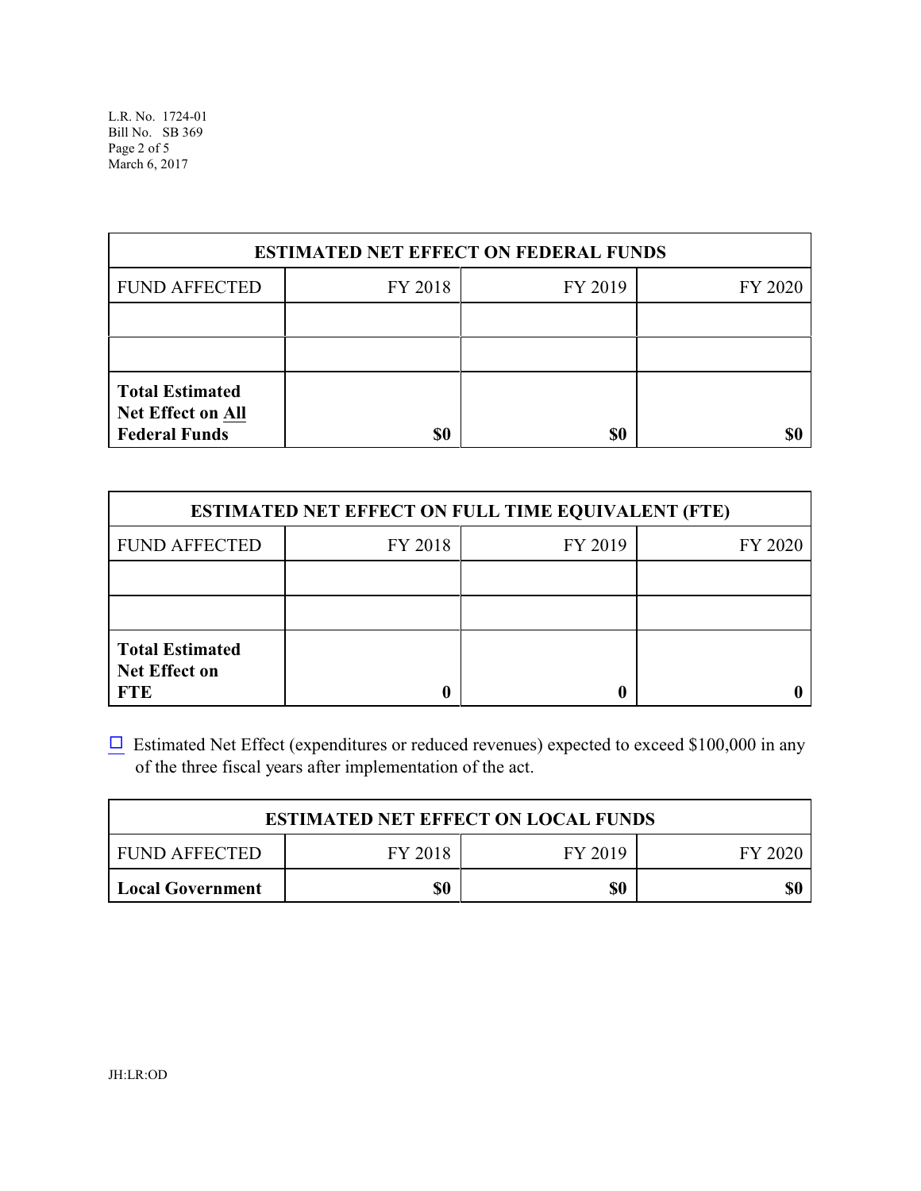| ESTIMATED NET EFFECT ON FEDERAL FUNDS | | | |
|---|---|---|---|
| FUND AFFECTED | FY 2018 | FY 2019 | FY 2020 |
| | | | |
| | | | |
| **Total Estimated Net Effect on All Federal Funds** | **$0** | **$0** | **$0** |

| ESTIMATED NET EFFECT ON FULL TIME EQUIVALENT (FTE) | | | |
|---|---|---|---|
| FUND AFFECTED | FY 2018 | FY 2019 | FY 2020 |
| | | | |
| | | | |
| **Total Estimated Net Effect on FTE** | **0** | **0** | **0** |

☐ Estimated Net Effect (expenditures or reduced revenues) expected to exceed $100,000 in any of the three fiscal years after implementation of the act.

| ESTIMATED NET EFFECT ON LOCAL FUNDS | | | |
|---|---|---|---|
| FUND AFFECTED | FY 2018 | FY 2019 | FY 2020 |
| **Local Government** | **$0** | **$0** | **$0** |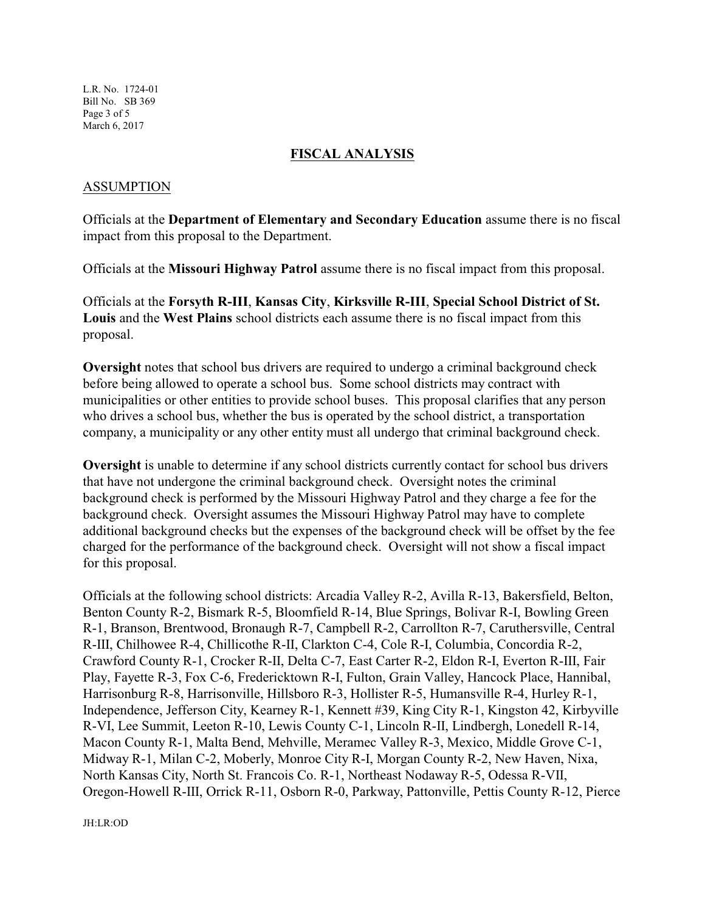## FISCAL ANALYSIS

### ASSUMPTION

Officials at the **Department of Elementary and Secondary Education** assume there is no fiscal impact from this proposal to the Department.

Officials at the **Missouri Highway Patrol** assume there is no fiscal impact from this proposal.

Officials at the **Forsyth R-III**, **Kansas City**, **Kirksville R-III**, **Special School District of St. Louis** and the **West Plains** school districts each assume there is no fiscal impact from this proposal.

**Oversight** notes that school bus drivers are required to undergo a criminal background check before being allowed to operate a school bus. Some school districts may contract with municipalities or other entities to provide school buses. This proposal clarifies that any person who drives a school bus, whether the bus is operated by the school district, a transportation company, a municipality or any other entity must all undergo that criminal background check.

**Oversight** is unable to determine if any school districts currently contact for school bus drivers that have not undergone the criminal background check. Oversight notes the criminal background check is performed by the Missouri Highway Patrol and they charge a fee for the background check. Oversight assumes the Missouri Highway Patrol may have to complete additional background checks but the expenses of the background check will be offset by the fee charged for the performance of the background check. Oversight will not show a fiscal impact for this proposal.

Officials at the following school districts: Arcadia Valley R-2, Avilla R-13, Bakersfield, Belton, Benton County R-2, Bismark R-5, Bloomfield R-14, Blue Springs, Bolivar R-I, Bowling Green R-1, Branson, Brentwood, Bronaugh R-7, Campbell R-2, Carrollton R-7, Caruthersville, Central R-III, Chilhowee R-4, Chillicothe R-II, Clarkton C-4, Cole R-I, Columbia, Concordia R-2, Crawford County R-1, Crocker R-II, Delta C-7, East Carter R-2, Eldon R-I, Everton R-III, Fair Play, Fayette R-3, Fox C-6, Fredericktown R-I, Fulton, Grain Valley, Hancock Place, Hannibal, Harrisonburg R-8, Harrisonville, Hillsboro R-3, Hollister R-5, Humansville R-4, Hurley R-1, Independence, Jefferson City, Kearney R-1, Kennett #39, King City R-1, Kingston 42, Kirbyville R-VI, Lee Summit, Leeton R-10, Lewis County C-1, Lincoln R-II, Lindbergh, Lonedell R-14, Macon County R-1, Malta Bend, Mehville, Meramec Valley R-3, Mexico, Middle Grove C-1, Midway R-1, Milan C-2, Moberly, Monroe City R-I, Morgan County R-2, New Haven, Nixa, North Kansas City, North St. Francois Co. R-1, Northeast Nodaway R-5, Odessa R-VII, Oregon-Howell R-III, Orrick R-11, Osborn R-0, Parkway, Pattonville, Pettis County R-12, Pierce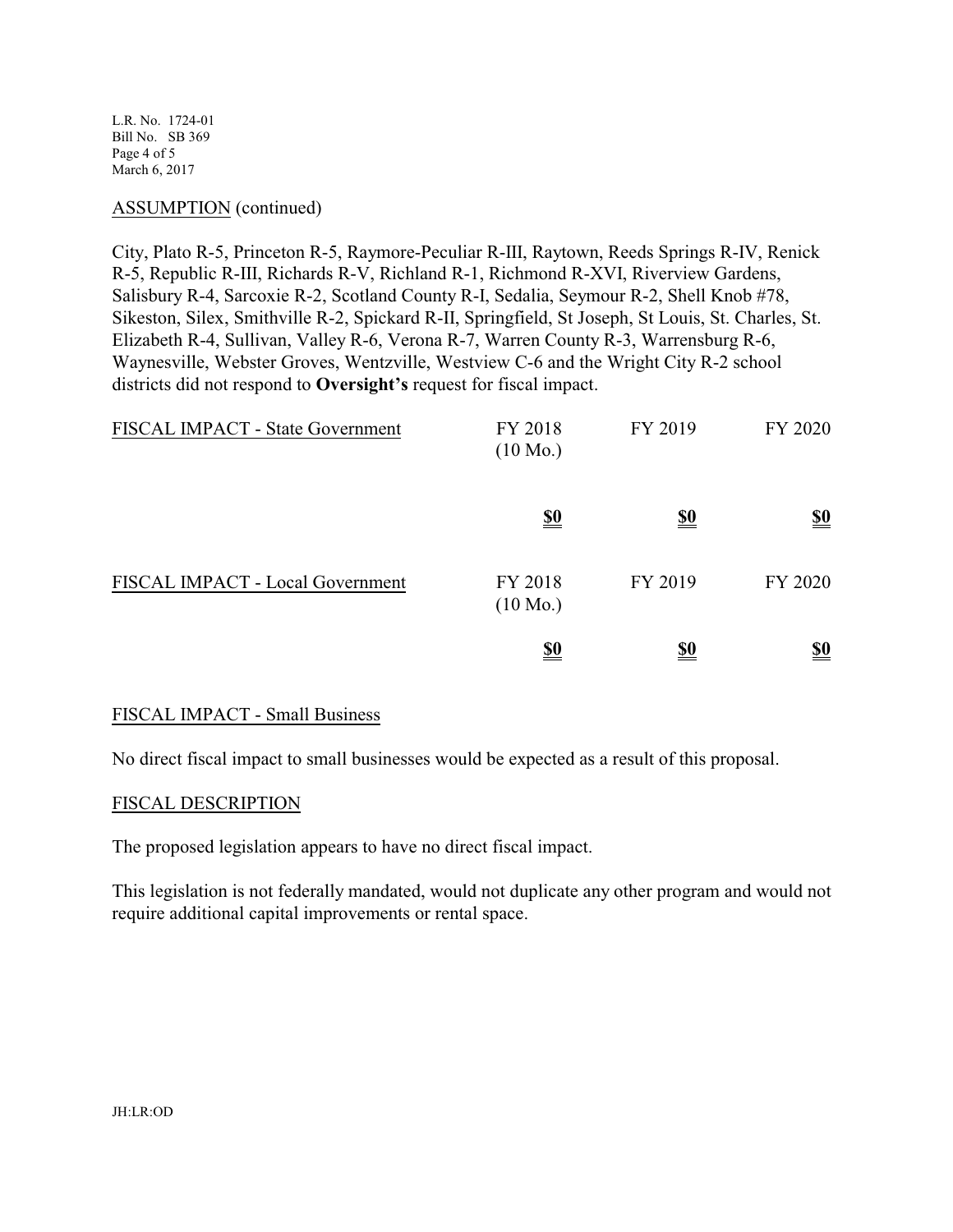ASSUMPTION (continued)

City, Plato R-5, Princeton R-5, Raymore-Peculiar R-III, Raytown, Reeds Springs R-IV, Renick R-5, Republic R-III, Richards R-V, Richland R-1, Richmond R-XVI, Riverview Gardens, Salisbury R-4, Sarcoxie R-2, Scotland County R-I, Sedalia, Seymour R-2, Shell Knob #78, Sikeston, Silex, Smithville R-2, Spickard R-II, Springfield, St Joseph, St Louis, St. Charles, St. Elizabeth R-4, Sullivan, Valley R-6, Verona R-7, Warren County R-3, Warrensburg R-6, Waynesville, Webster Groves, Wentzville, Westview C-6 and the Wright City R-2 school districts did not respond to **Oversight's** request for fiscal impact.

| FISCAL IMPACT - State Government | FY 2018 (10 Mo.) | FY 2019 | FY 2020 |
|---|---|---|---|
| | **$0** | **$0** | **$0** |

| FISCAL IMPACT - Local Government | FY 2018 (10 Mo.) | FY 2019 | FY 2020 |
|---|---|---|---|
| | **$0** | **$0** | **$0** |

FISCAL IMPACT - Small Business

No direct fiscal impact to small businesses would be expected as a result of this proposal.

FISCAL DESCRIPTION

The proposed legislation appears to have no direct fiscal impact.

This legislation is not federally mandated, would not duplicate any other program and would not require additional capital improvements or rental space.

JH:LR:OD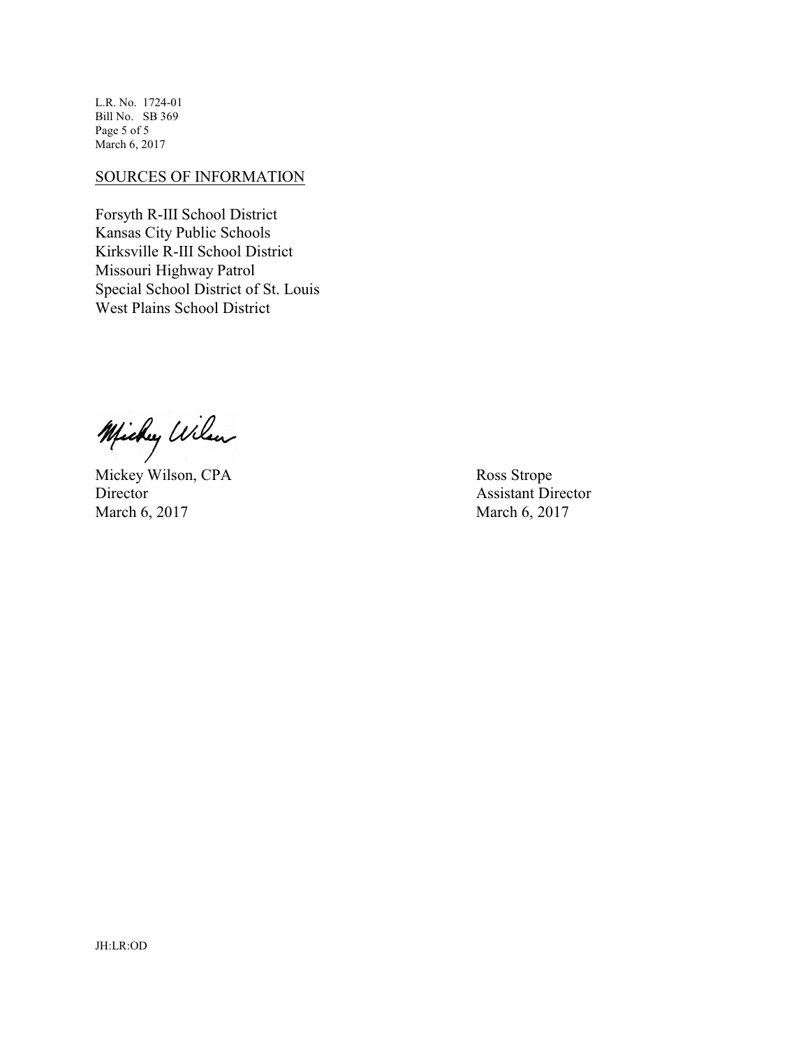## SOURCES OF INFORMATION

Forsyth R-III School District
Kansas City Public Schools
Kirksville R-III School District
Missouri Highway Patrol
Special School District of St. Louis
West Plains School District

| | |
|---|---|
| Mickey Wilson, CPA | Ross Strope |
| Director | Assistant Director |
| March 6, 2017 | March 6, 2017 |

JH:LR:OD